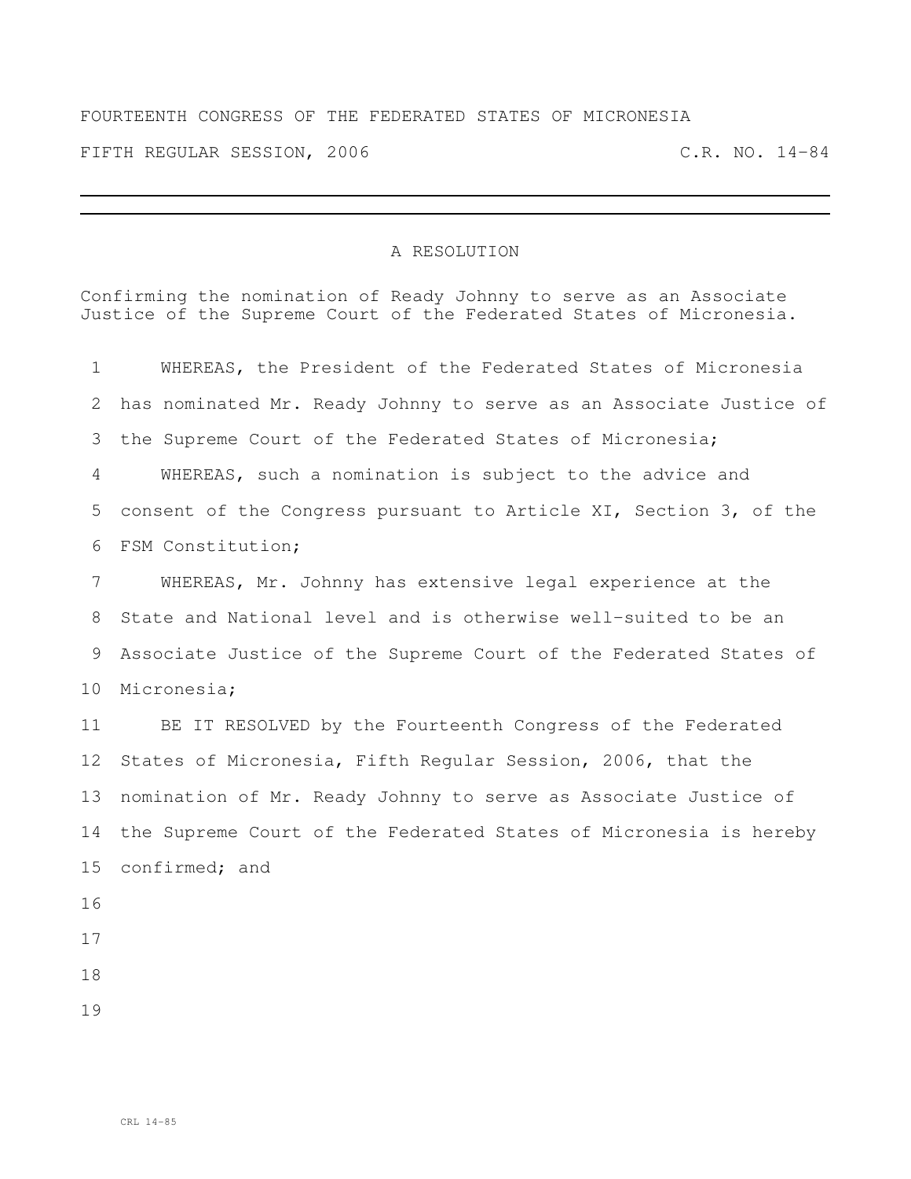FOURTEENTH CONGRESS OF THE FEDERATED STATES OF MICRONESIA

FIFTH REGULAR SESSION, 2006 C.R. NO. 14-84

---

A RESOLUTION

Confirming the nomination of Ready Johnny to serve as an Associate Justice of the Supreme Court of the Federated States of Micronesia.

WHEREAS, the President of the Federated States of Micronesia has nominated Mr. Ready Johnny to serve as an Associate Justice of the Supreme Court of the Federated States of Micronesia;

WHEREAS, such a nomination is subject to the advice and consent of the Congress pursuant to Article XI, Section 3, of the FSM Constitution;

WHEREAS, Mr. Johnny has extensive legal experience at the State and National level and is otherwise well-suited to be an Associate Justice of the Supreme Court of the Federated States of Micronesia;

BE IT RESOLVED by the Fourteenth Congress of the Federated States of Micronesia, Fifth Regular Session, 2006, that the nomination of Mr. Ready Johnny to serve as Associate Justice of the Supreme Court of the Federated States of Micronesia is hereby confirmed; and

CRL 14-85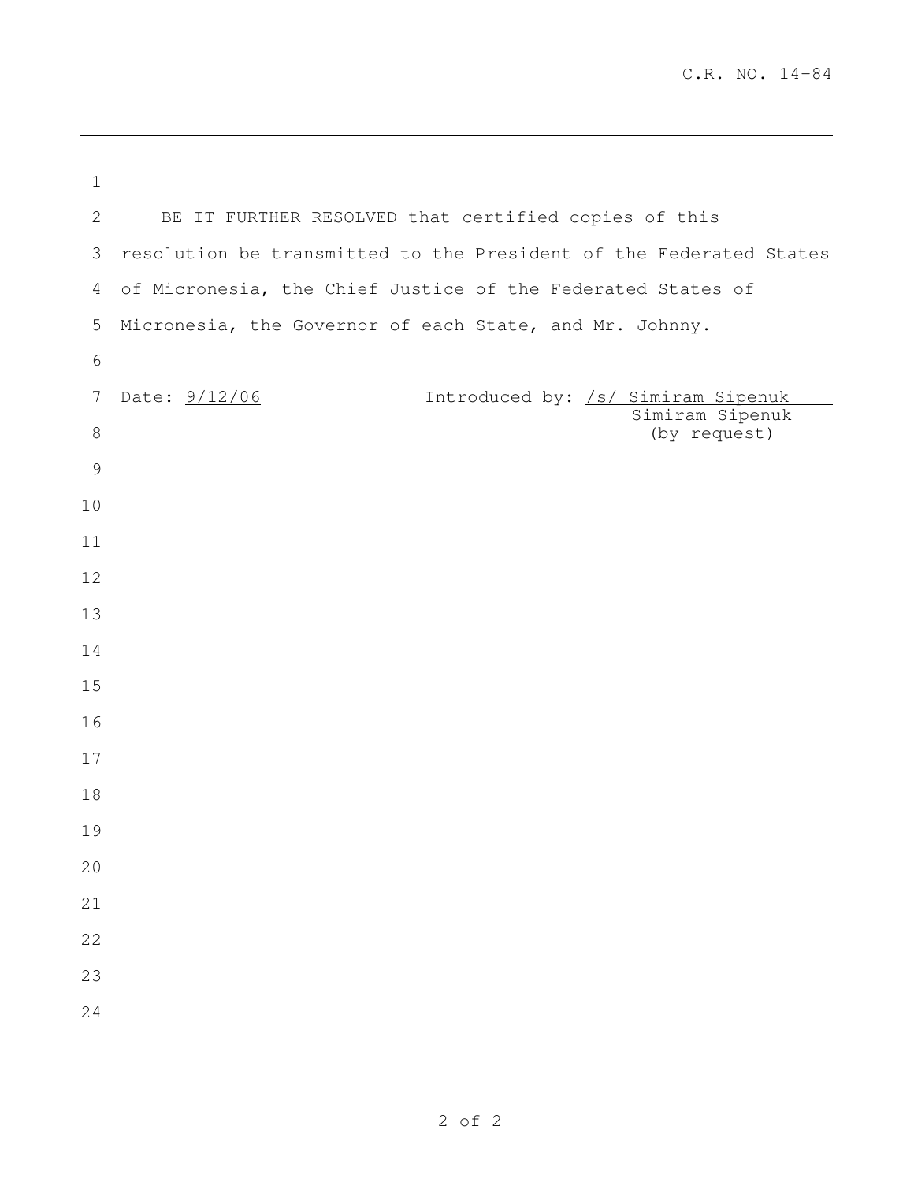BE IT FURTHER RESOLVED that certified copies of this resolution be transmitted to the President of the Federated States of Micronesia, the Chief Justice of the Federated States of Micronesia, the Governor of each State, and Mr. Johnny.

Date: 9/12/06

Introduced by: /s/ Simiram Sipenuk
Simiram Sipenuk
(by request)